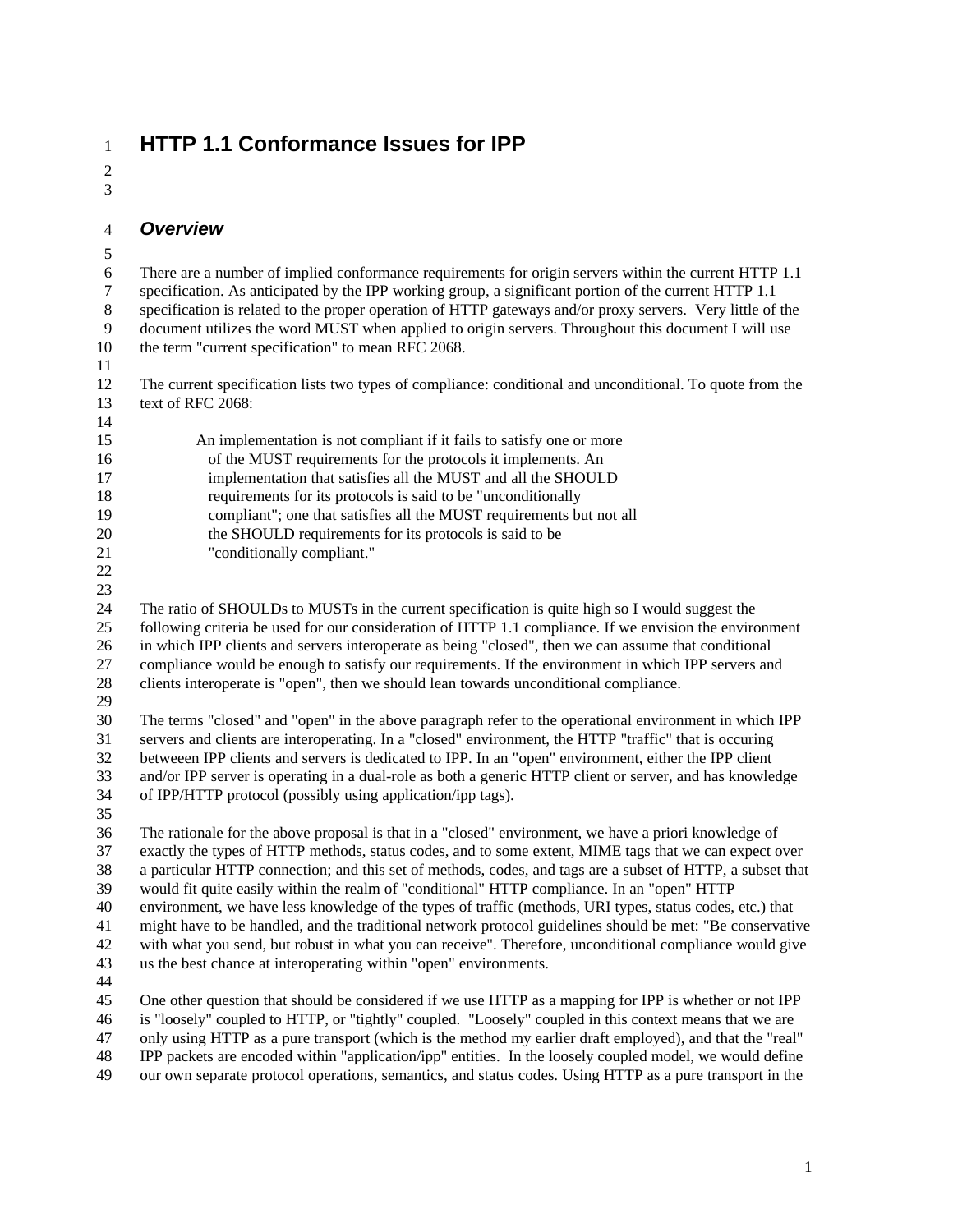# HTTP 1.1 Conformance Issues for IPP

## *Overview*

There are a number of implied conformance requirements for origin servers within the current HTTP 1.1 specification. As anticipated by the IPP working group, a significant portion of the current HTTP 1.1 specification is related to the proper operation of HTTP gateways and/or proxy servers. Very little of the document utilizes the word MUST when applied to origin servers. Throughout this document I will use the term "current specification" to mean RFC 2068.

The current specification lists two types of compliance: conditional and unconditional. To quote from the text of RFC 2068:

> An implementation is not compliant if it fails to satisfy one or more of the MUST requirements for the protocols it implements. An implementation that satisfies all the MUST and all the SHOULD requirements for its protocols is said to be "unconditionally compliant"; one that satisfies all the MUST requirements but not all the SHOULD requirements for its protocols is said to be "conditionally compliant."

The ratio of SHOULDs to MUSTs in the current specification is quite high so I would suggest the following criteria be used for our consideration of HTTP 1.1 compliance. If we envision the environment in which IPP clients and servers interoperate as being "closed", then we can assume that conditional compliance would be enough to satisfy our requirements. If the environment in which IPP servers and clients interoperate is "open", then we should lean towards unconditional compliance.

The terms "closed" and "open" in the above paragraph refer to the operational environment in which IPP servers and clients are interoperating. In a "closed" environment, the HTTP "traffic" that is occuring betweeen IPP clients and servers is dedicated to IPP. In an "open" environment, either the IPP client and/or IPP server is operating in a dual-role as both a generic HTTP client or server, and has knowledge of IPP/HTTP protocol (possibly using application/ipp tags).

The rationale for the above proposal is that in a "closed" environment, we have a priori knowledge of exactly the types of HTTP methods, status codes, and to some extent, MIME tags that we can expect over a particular HTTP connection; and this set of methods, codes, and tags are a subset of HTTP, a subset that would fit quite easily within the realm of "conditional" HTTP compliance. In an "open" HTTP environment, we have less knowledge of the types of traffic (methods, URI types, status codes, etc.) that might have to be handled, and the traditional network protocol guidelines should be met: "Be conservative with what you send, but robust in what you can receive". Therefore, unconditional compliance would give us the best chance at interoperating within "open" environments.

One other question that should be considered if we use HTTP as a mapping for IPP is whether or not IPP is "loosely" coupled to HTTP, or "tightly" coupled. "Loosely" coupled in this context means that we are only using HTTP as a pure transport (which is the method my earlier draft employed), and that the "real" IPP packets are encoded within "application/ipp" entities. In the loosely coupled model, we would define our own separate protocol operations, semantics, and status codes. Using HTTP as a pure transport in the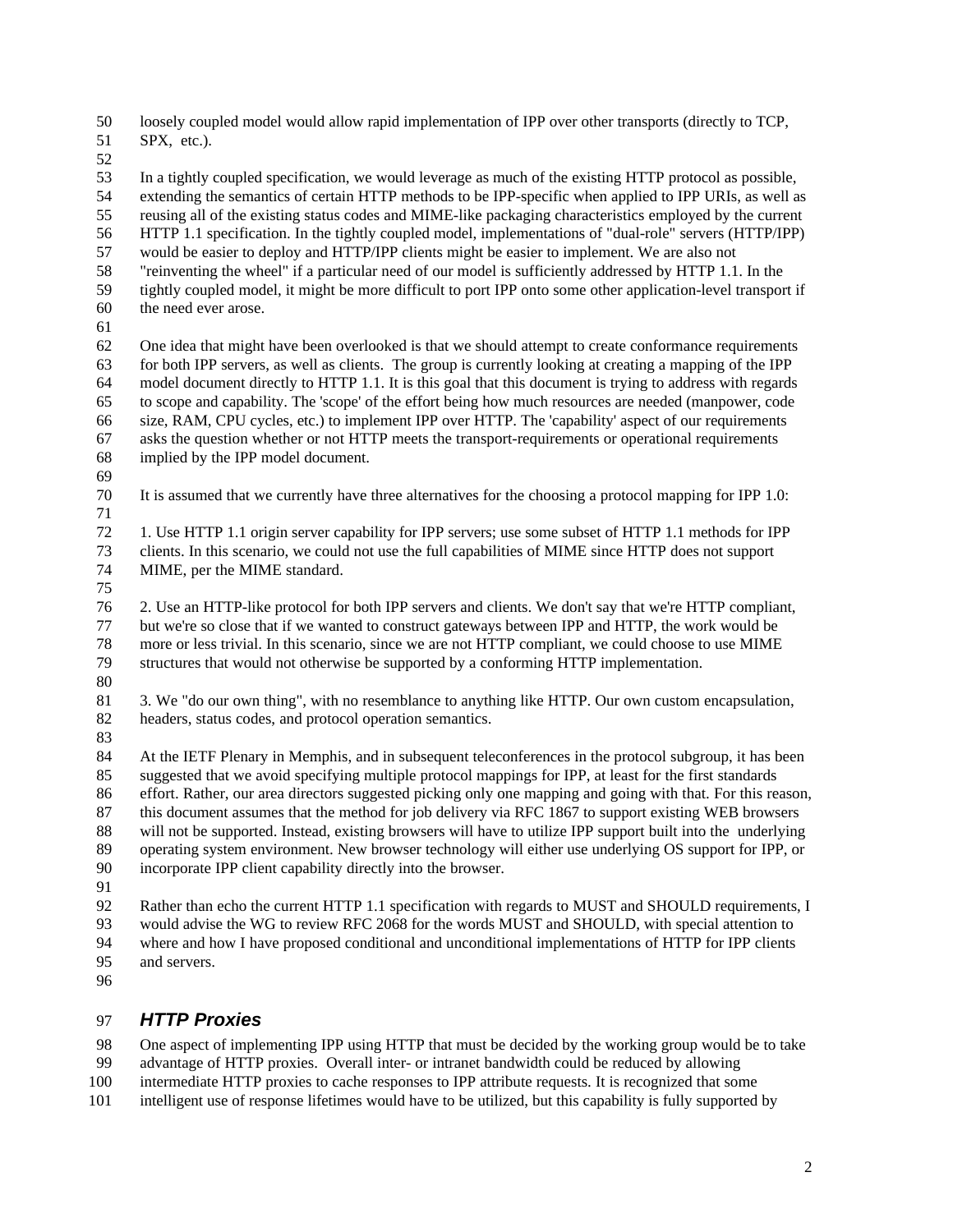loosely coupled model would allow rapid implementation of IPP over other transports (directly to TCP, SPX, etc.).

In a tightly coupled specification, we would leverage as much of the existing HTTP protocol as possible, extending the semantics of certain HTTP methods to be IPP-specific when applied to IPP URIs, as well as reusing all of the existing status codes and MIME-like packaging characteristics employed by the current HTTP 1.1 specification. In the tightly coupled model, implementations of "dual-role" servers (HTTP/IPP) would be easier to deploy and HTTP/IPP clients might be easier to implement. We are also not "reinventing the wheel" if a particular need of our model is sufficiently addressed by HTTP 1.1. In the tightly coupled model, it might be more difficult to port IPP onto some other application-level transport if the need ever arose.

One idea that might have been overlooked is that we should attempt to create conformance requirements for both IPP servers, as well as clients. The group is currently looking at creating a mapping of the IPP model document directly to HTTP 1.1. It is this goal that this document is trying to address with regards to scope and capability. The 'scope' of the effort being how much resources are needed (manpower, code size, RAM, CPU cycles, etc.) to implement IPP over HTTP. The 'capability' aspect of our requirements asks the question whether or not HTTP meets the transport-requirements or operational requirements implied by the IPP model document.

It is assumed that we currently have three alternatives for the choosing a protocol mapping for IPP 1.0:

1. Use HTTP 1.1 origin server capability for IPP servers; use some subset of HTTP 1.1 methods for IPP clients. In this scenario, we could not use the full capabilities of MIME since HTTP does not support MIME, per the MIME standard.

2. Use an HTTP-like protocol for both IPP servers and clients. We don't say that we're HTTP compliant, but we're so close that if we wanted to construct gateways between IPP and HTTP, the work would be more or less trivial. In this scenario, since we are not HTTP compliant, we could choose to use MIME structures that would not otherwise be supported by a conforming HTTP implementation.

3. We "do our own thing", with no resemblance to anything like HTTP. Our own custom encapsulation, headers, status codes, and protocol operation semantics.

At the IETF Plenary in Memphis, and in subsequent teleconferences in the protocol subgroup, it has been suggested that we avoid specifying multiple protocol mappings for IPP, at least for the first standards effort. Rather, our area directors suggested picking only one mapping and going with that. For this reason, this document assumes that the method for job delivery via RFC 1867 to support existing WEB browsers will not be supported. Instead, existing browsers will have to utilize IPP support built into the underlying operating system environment. New browser technology will either use underlying OS support for IPP, or incorporate IPP client capability directly into the browser.

Rather than echo the current HTTP 1.1 specification with regards to MUST and SHOULD requirements, I would advise the WG to review RFC 2068 for the words MUST and SHOULD, with special attention to where and how I have proposed conditional and unconditional implementations of HTTP for IPP clients and servers.

## *HTTP Proxies*

One aspect of implementing IPP using HTTP that must be decided by the working group would be to take advantage of HTTP proxies. Overall inter- or intranet bandwidth could be reduced by allowing intermediate HTTP proxies to cache responses to IPP attribute requests. It is recognized that some intelligent use of response lifetimes would have to be utilized, but this capability is fully supported by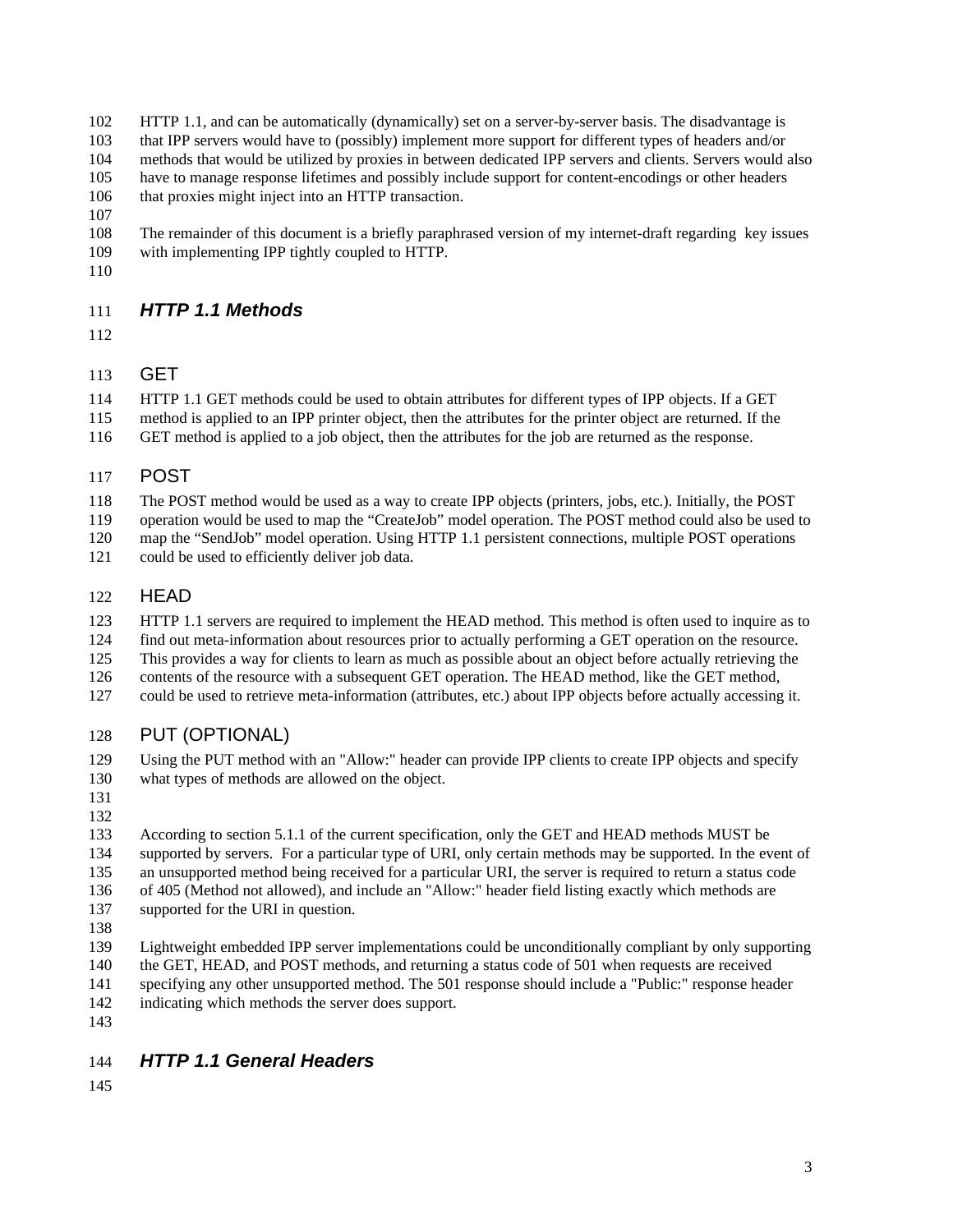HTTP 1.1, and can be automatically (dynamically) set on a server-by-server basis. The disadvantage is that IPP servers would have to (possibly) implement more support for different types of headers and/or methods that would be utilized by proxies in between dedicated IPP servers and clients. Servers would also have to manage response lifetimes and possibly include support for content-encodings or other headers that proxies might inject into an HTTP transaction.

The remainder of this document is a briefly paraphrased version of my internet-draft regarding key issues with implementing IPP tightly coupled to HTTP.

## *HTTP 1.1 Methods*

### GET

HTTP 1.1 GET methods could be used to obtain attributes for different types of IPP objects. If a GET method is applied to an IPP printer object, then the attributes for the printer object are returned. If the GET method is applied to a job object, then the attributes for the job are returned as the response.

### POST

The POST method would be used as a way to create IPP objects (printers, jobs, etc.). Initially, the POST operation would be used to map the “CreateJob” model operation. The POST method could also be used to map the “SendJob” model operation. Using HTTP 1.1 persistent connections, multiple POST operations could be used to efficiently deliver job data.

### HEAD

HTTP 1.1 servers are required to implement the HEAD method. This method is often used to inquire as to find out meta-information about resources prior to actually performing a GET operation on the resource. This provides a way for clients to learn as much as possible about an object before actually retrieving the contents of the resource with a subsequent GET operation. The HEAD method, like the GET method, could be used to retrieve meta-information (attributes, etc.) about IPP objects before actually accessing it.

### PUT (OPTIONAL)

Using the PUT method with an "Allow:" header can provide IPP clients to create IPP objects and specify what types of methods are allowed on the object.

According to section 5.1.1 of the current specification, only the GET and HEAD methods MUST be supported by servers. For a particular type of URI, only certain methods may be supported. In the event of an unsupported method being received for a particular URI, the server is required to return a status code of 405 (Method not allowed), and include an "Allow:" header field listing exactly which methods are supported for the URI in question.

Lightweight embedded IPP server implementations could be unconditionally compliant by only supporting the GET, HEAD, and POST methods, and returning a status code of 501 when requests are received specifying any other unsupported method. The 501 response should include a "Public:" response header indicating which methods the server does support.

## *HTTP 1.1 General Headers*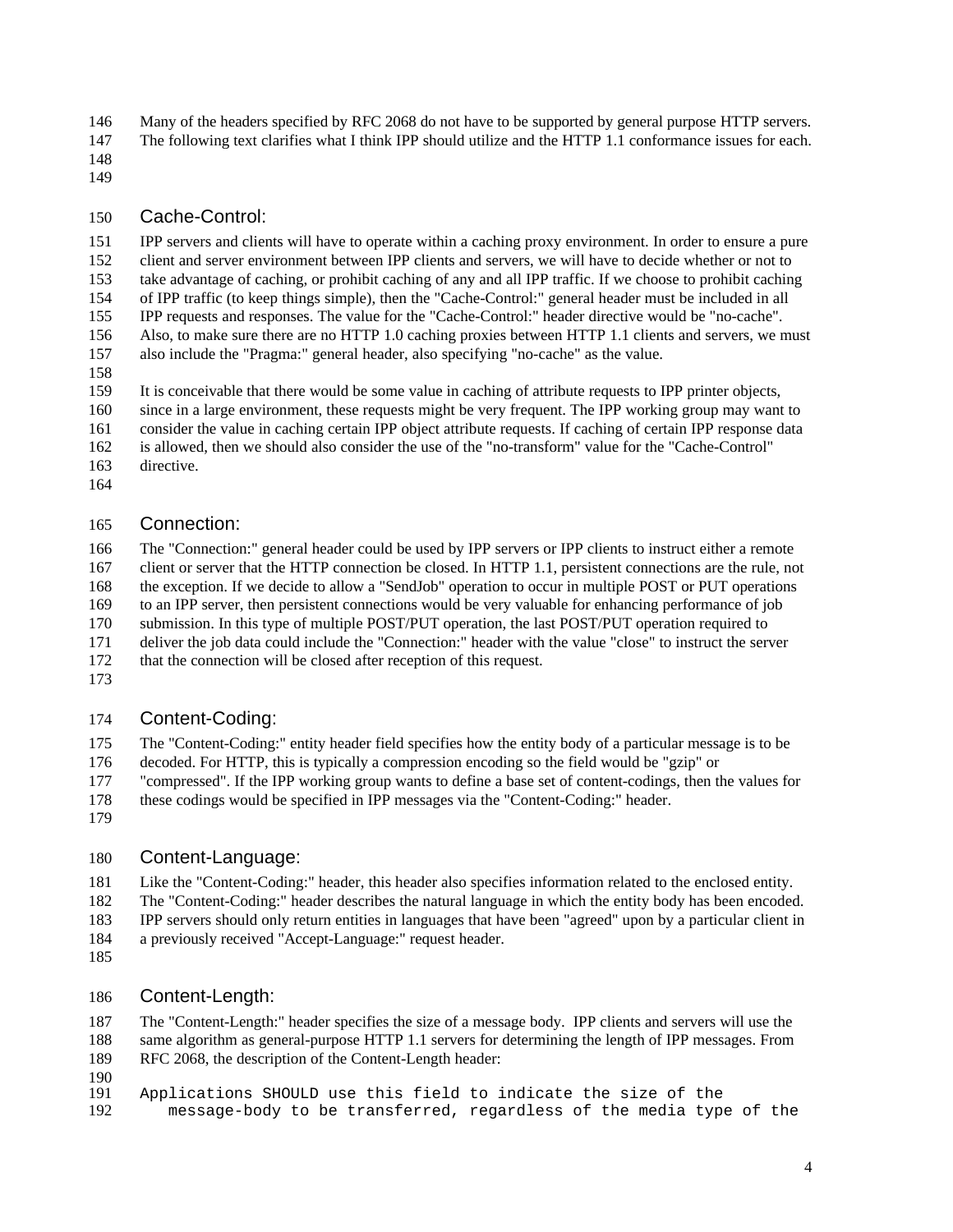Many of the headers specified by RFC 2068 do not have to be supported by general purpose HTTP servers. The following text clarifies what I think IPP should utilize and the HTTP 1.1 conformance issues for each.

## Cache-Control:

IPP servers and clients will have to operate within a caching proxy environment. In order to ensure a pure client and server environment between IPP clients and servers, we will have to decide whether or not to take advantage of caching, or prohibit caching of any and all IPP traffic. If we choose to prohibit caching of IPP traffic (to keep things simple), then the "Cache-Control:" general header must be included in all IPP requests and responses. The value for the "Cache-Control:" header directive would be "no-cache". Also, to make sure there are no HTTP 1.0 caching proxies between HTTP 1.1 clients and servers, we must also include the "Pragma:" general header, also specifying "no-cache" as the value.

It is conceivable that there would be some value in caching of attribute requests to IPP printer objects, since in a large environment, these requests might be very frequent. The IPP working group may want to consider the value in caching certain IPP object attribute requests. If caching of certain IPP response data is allowed, then we should also consider the use of the "no-transform" value for the "Cache-Control" directive.

## Connection:

The "Connection:" general header could be used by IPP servers or IPP clients to instruct either a remote client or server that the HTTP connection be closed. In HTTP 1.1, persistent connections are the rule, not the exception. If we decide to allow a "SendJob" operation to occur in multiple POST or PUT operations to an IPP server, then persistent connections would be very valuable for enhancing performance of job submission. In this type of multiple POST/PUT operation, the last POST/PUT operation required to deliver the job data could include the "Connection:" header with the value "close" to instruct the server that the connection will be closed after reception of this request.

## Content-Coding:

The "Content-Coding:" entity header field specifies how the entity body of a particular message is to be decoded. For HTTP, this is typically a compression encoding so the field would be "gzip" or "compressed". If the IPP working group wants to define a base set of content-codings, then the values for these codings would be specified in IPP messages via the "Content-Coding:" header.

## Content-Language:

Like the "Content-Coding:" header, this header also specifies information related to the enclosed entity. The "Content-Coding:" header describes the natural language in which the entity body has been encoded. IPP servers should only return entities in languages that have been "agreed" upon by a particular client in a previously received "Accept-Language:" request header.

## Content-Length:

The "Content-Length:" header specifies the size of a message body. IPP clients and servers will use the same algorithm as general-purpose HTTP 1.1 servers for determining the length of IPP messages. From RFC 2068, the description of the Content-Length header:

```
Applications SHOULD use this field to indicate the size of the
   message-body to be transferred, regardless of the media type of the
```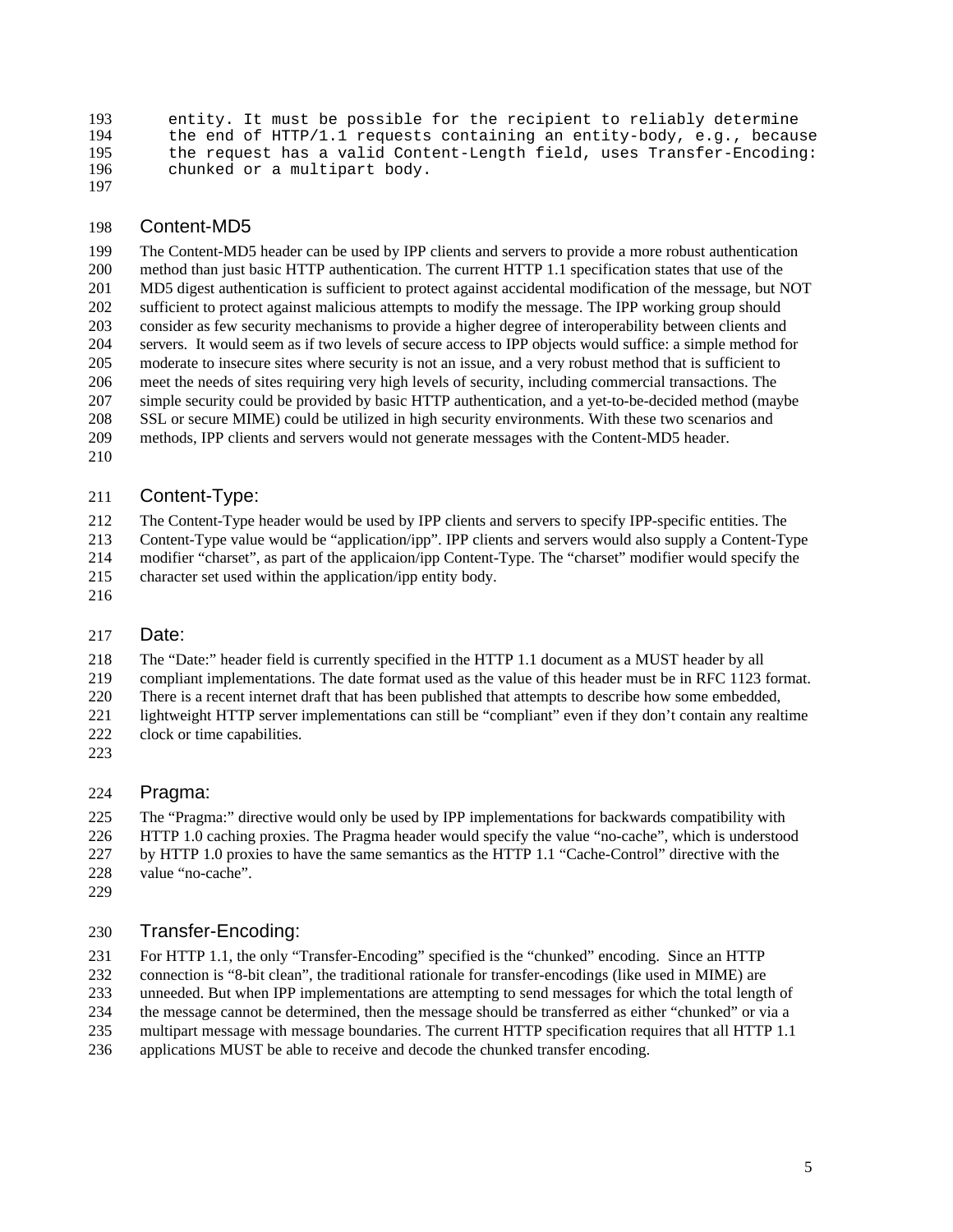```
entity. It must be possible for the recipient to reliably determine
the end of HTTP/1.1 requests containing an entity-body, e.g., because
the request has a valid Content-Length field, uses Transfer-Encoding:
chunked or a multipart body.
```

## Content-MD5

The Content-MD5 header can be used by IPP clients and servers to provide a more robust authentication method than just basic HTTP authentication. The current HTTP 1.1 specification states that use of the MD5 digest authentication is sufficient to protect against accidental modification of the message, but NOT sufficient to protect against malicious attempts to modify the message. The IPP working group should consider as few security mechanisms to provide a higher degree of interoperability between clients and servers. It would seem as if two levels of secure access to IPP objects would suffice: a simple method for moderate to insecure sites where security is not an issue, and a very robust method that is sufficient to meet the needs of sites requiring very high levels of security, including commercial transactions. The simple security could be provided by basic HTTP authentication, and a yet-to-be-decided method (maybe SSL or secure MIME) could be utilized in high security environments. With these two scenarios and methods, IPP clients and servers would not generate messages with the Content-MD5 header.

## Content-Type:

The Content-Type header would be used by IPP clients and servers to specify IPP-specific entities. The Content-Type value would be "application/ipp". IPP clients and servers would also supply a Content-Type modifier "charset", as part of the applicaion/ipp Content-Type. The "charset" modifier would specify the character set used within the application/ipp entity body.

## Date:

The "Date:" header field is currently specified in the HTTP 1.1 document as a MUST header by all compliant implementations. The date format used as the value of this header must be in RFC 1123 format. There is a recent internet draft that has been published that attempts to describe how some embedded, lightweight HTTP server implementations can still be "compliant" even if they don't contain any realtime clock or time capabilities.

## Pragma:

The "Pragma:" directive would only be used by IPP implementations for backwards compatibility with HTTP 1.0 caching proxies. The Pragma header would specify the value "no-cache", which is understood by HTTP 1.0 proxies to have the same semantics as the HTTP 1.1 "Cache-Control" directive with the value "no-cache".

## Transfer-Encoding:

For HTTP 1.1, the only "Transfer-Encoding" specified is the "chunked" encoding. Since an HTTP connection is "8-bit clean", the traditional rationale for transfer-encodings (like used in MIME) are unneeded. But when IPP implementations are attempting to send messages for which the total length of the message cannot be determined, then the message should be transferred as either "chunked" or via a multipart message with message boundaries. The current HTTP specification requires that all HTTP 1.1 applications MUST be able to receive and decode the chunked transfer encoding.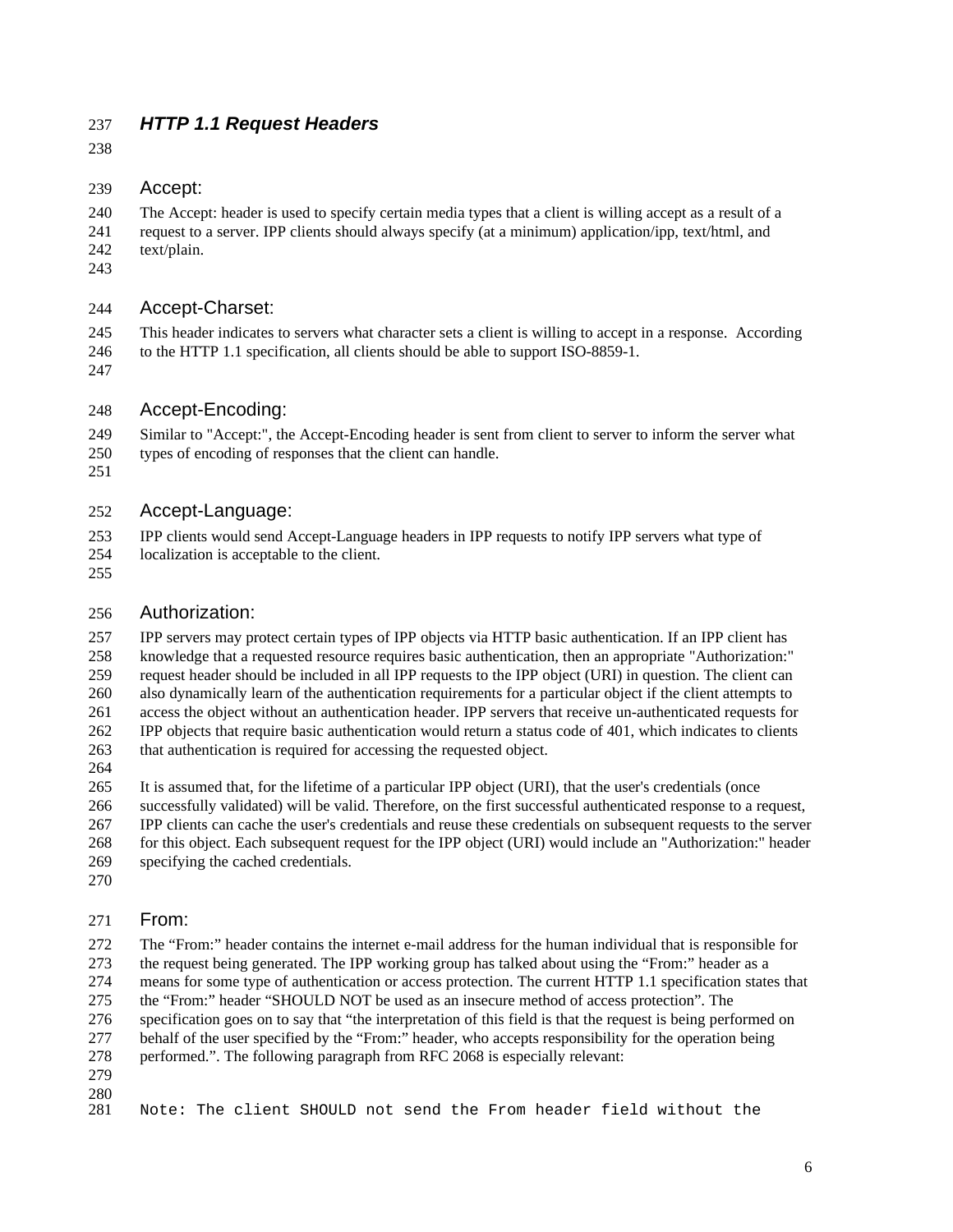## *HTTP 1.1 Request Headers*

### Accept:

The Accept: header is used to specify certain media types that a client is willing accept as a result of a request to a server. IPP clients should always specify (at a minimum) application/ipp, text/html, and text/plain.

### Accept-Charset:

This header indicates to servers what character sets a client is willing to accept in a response. According to the HTTP 1.1 specification, all clients should be able to support ISO-8859-1.

### Accept-Encoding:

Similar to "Accept:", the Accept-Encoding header is sent from client to server to inform the server what types of encoding of responses that the client can handle.

### Accept-Language:

IPP clients would send Accept-Language headers in IPP requests to notify IPP servers what type of localization is acceptable to the client.

### Authorization:

IPP servers may protect certain types of IPP objects via HTTP basic authentication. If an IPP client has knowledge that a requested resource requires basic authentication, then an appropriate "Authorization:" request header should be included in all IPP requests to the IPP object (URI) in question. The client can also dynamically learn of the authentication requirements for a particular object if the client attempts to access the object without an authentication header. IPP servers that receive un-authenticated requests for IPP objects that require basic authentication would return a status code of 401, which indicates to clients that authentication is required for accessing the requested object.

It is assumed that, for the lifetime of a particular IPP object (URI), that the user's credentials (once successfully validated) will be valid. Therefore, on the first successful authenticated response to a request, IPP clients can cache the user's credentials and reuse these credentials on subsequent requests to the server for this object. Each subsequent request for the IPP object (URI) would include an "Authorization:" header specifying the cached credentials.

### From:

The "From:" header contains the internet e-mail address for the human individual that is responsible for the request being generated. The IPP working group has talked about using the "From:" header as a means for some type of authentication or access protection. The current HTTP 1.1 specification states that the "From:" header "SHOULD NOT be used as an insecure method of access protection". The specification goes on to say that "the interpretation of this field is that the request is being performed on behalf of the user specified by the "From:" header, who accepts responsibility for the operation being performed.". The following paragraph from RFC 2068 is especially relevant:

```
Note: The client SHOULD not send the From header field without the
```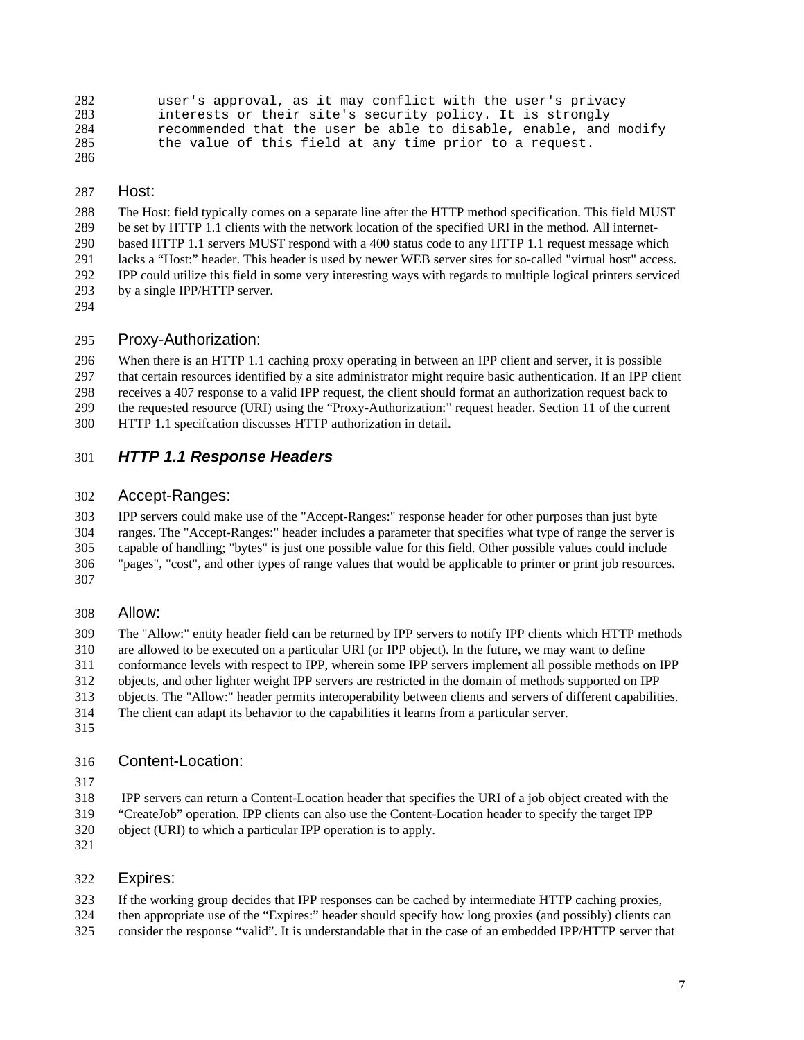user's approval, as it may conflict with the user's privacy
interests or their site's security policy. It is strongly
recommended that the user be able to disable, enable, and modify
the value of this field at any time prior to a request.

### Host:

The Host: field typically comes on a separate line after the HTTP method specification. This field MUST be set by HTTP 1.1 clients with the network location of the specified URI in the method. All internet-based HTTP 1.1 servers MUST respond with a 400 status code to any HTTP 1.1 request message which lacks a “Host:” header. This header is used by newer WEB server sites for so-called "virtual host" access. IPP could utilize this field in some very interesting ways with regards to multiple logical printers serviced by a single IPP/HTTP server.

### Proxy-Authorization:

When there is an HTTP 1.1 caching proxy operating in between an IPP client and server, it is possible that certain resources identified by a site administrator might require basic authentication. If an IPP client receives a 407 response to a valid IPP request, the client should format an authorization request back to the requested resource (URI) using the “Proxy-Authorization:” request header. Section 11 of the current HTTP 1.1 specifcation discusses HTTP authorization in detail.

## *HTTP 1.1 Response Headers*

### Accept-Ranges:

IPP servers could make use of the "Accept-Ranges:" response header for other purposes than just byte ranges. The "Accept-Ranges:" header includes a parameter that specifies what type of range the server is capable of handling; "bytes" is just one possible value for this field. Other possible values could include "pages", "cost", and other types of range values that would be applicable to printer or print job resources.

### Allow:

The "Allow:" entity header field can be returned by IPP servers to notify IPP clients which HTTP methods are allowed to be executed on a particular URI (or IPP object). In the future, we may want to define conformance levels with respect to IPP, wherein some IPP servers implement all possible methods on IPP objects, and other lighter weight IPP servers are restricted in the domain of methods supported on IPP objects. The "Allow:" header permits interoperability between clients and servers of different capabilities. The client can adapt its behavior to the capabilities it learns from a particular server.

### Content-Location:

IPP servers can return a Content-Location header that specifies the URI of a job object created with the “CreateJob” operation. IPP clients can also use the Content-Location header to specify the target IPP object (URI) to which a particular IPP operation is to apply.

### Expires:

If the working group decides that IPP responses can be cached by intermediate HTTP caching proxies, then appropriate use of the “Expires:” header should specify how long proxies (and possibly) clients can consider the response “valid”. It is understandable that in the case of an embedded IPP/HTTP server that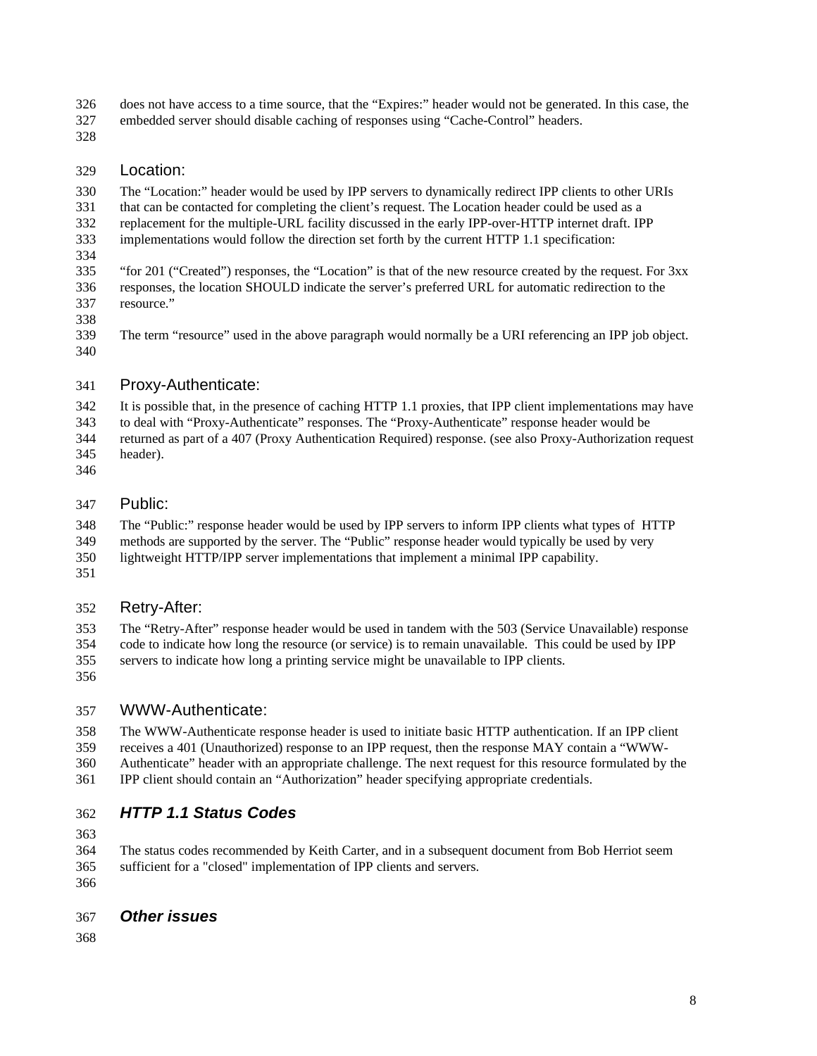does not have access to a time source, that the “Expires:” header would not be generated. In this case, the embedded server should disable caching of responses using “Cache-Control” headers.

#### Location:

The “Location:” header would be used by IPP servers to dynamically redirect IPP clients to other URIs that can be contacted for completing the client’s request. The Location header could be used as a replacement for the multiple-URL facility discussed in the early IPP-over-HTTP internet draft. IPP implementations would follow the direction set forth by the current HTTP 1.1 specification:

“for 201 (“Created”) responses, the “Location” is that of the new resource created by the request. For 3xx responses, the location SHOULD indicate the server’s preferred URL for automatic redirection to the resource.”

The term “resource” used in the above paragraph would normally be a URI referencing an IPP job object.

#### Proxy-Authenticate:

It is possible that, in the presence of caching HTTP 1.1 proxies, that IPP client implementations may have to deal with “Proxy-Authenticate” responses. The “Proxy-Authenticate” response header would be returned as part of a 407 (Proxy Authentication Required) response. (see also Proxy-Authorization request header).

#### Public:

The “Public:” response header would be used by IPP servers to inform IPP clients what types of HTTP methods are supported by the server. The “Public” response header would typically be used by very lightweight HTTP/IPP server implementations that implement a minimal IPP capability.

#### Retry-After:

The “Retry-After” response header would be used in tandem with the 503 (Service Unavailable) response code to indicate how long the resource (or service) is to remain unavailable. This could be used by IPP servers to indicate how long a printing service might be unavailable to IPP clients.

#### WWW-Authenticate:

The WWW-Authenticate response header is used to initiate basic HTTP authentication. If an IPP client receives a 401 (Unauthorized) response to an IPP request, then the response MAY contain a “WWW-Authenticate” header with an appropriate challenge. The next request for this resource formulated by the IPP client should contain an “Authorization” header specifying appropriate credentials.

### *HTTP 1.1 Status Codes*

The status codes recommended by Keith Carter, and in a subsequent document from Bob Herriot seem sufficient for a "closed" implementation of IPP clients and servers.

### *Other issues*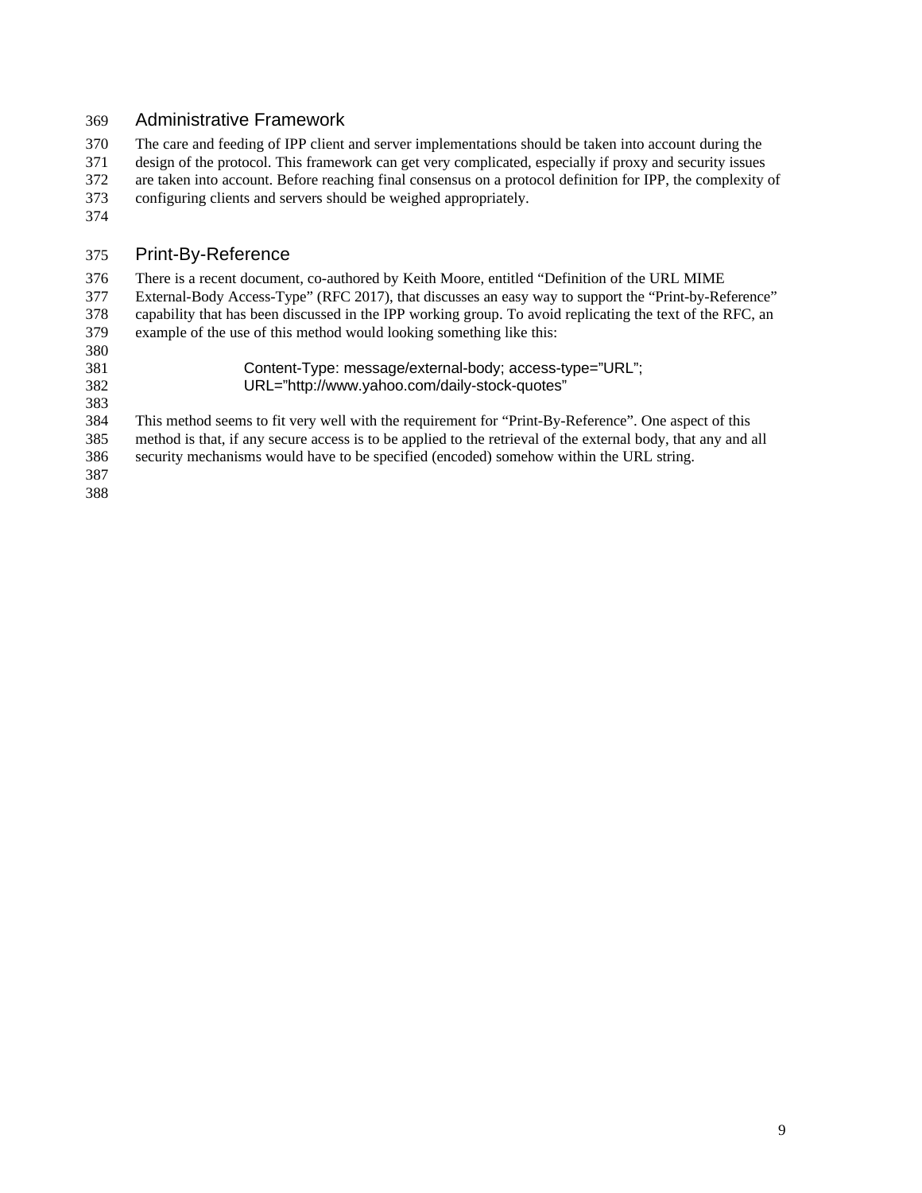## Administrative Framework

The care and feeding of IPP client and server implementations should be taken into account during the design of the protocol. This framework can get very complicated, especially if proxy and security issues are taken into account. Before reaching final consensus on a protocol definition for IPP, the complexity of configuring clients and servers should be weighed appropriately.

## Print-By-Reference

There is a recent document, co-authored by Keith Moore, entitled "Definition of the URL MIME External-Body Access-Type" (RFC 2017), that discusses an easy way to support the "Print-by-Reference" capability that has been discussed in the IPP working group. To avoid replicating the text of the RFC, an example of the use of this method would looking something like this:

```
Content-Type: message/external-body; access-type="URL";
URL="http://www.yahoo.com/daily-stock-quotes"
```

This method seems to fit very well with the requirement for "Print-By-Reference". One aspect of this method is that, if any secure access is to be applied to the retrieval of the external body, that any and all security mechanisms would have to be specified (encoded) somehow within the URL string.